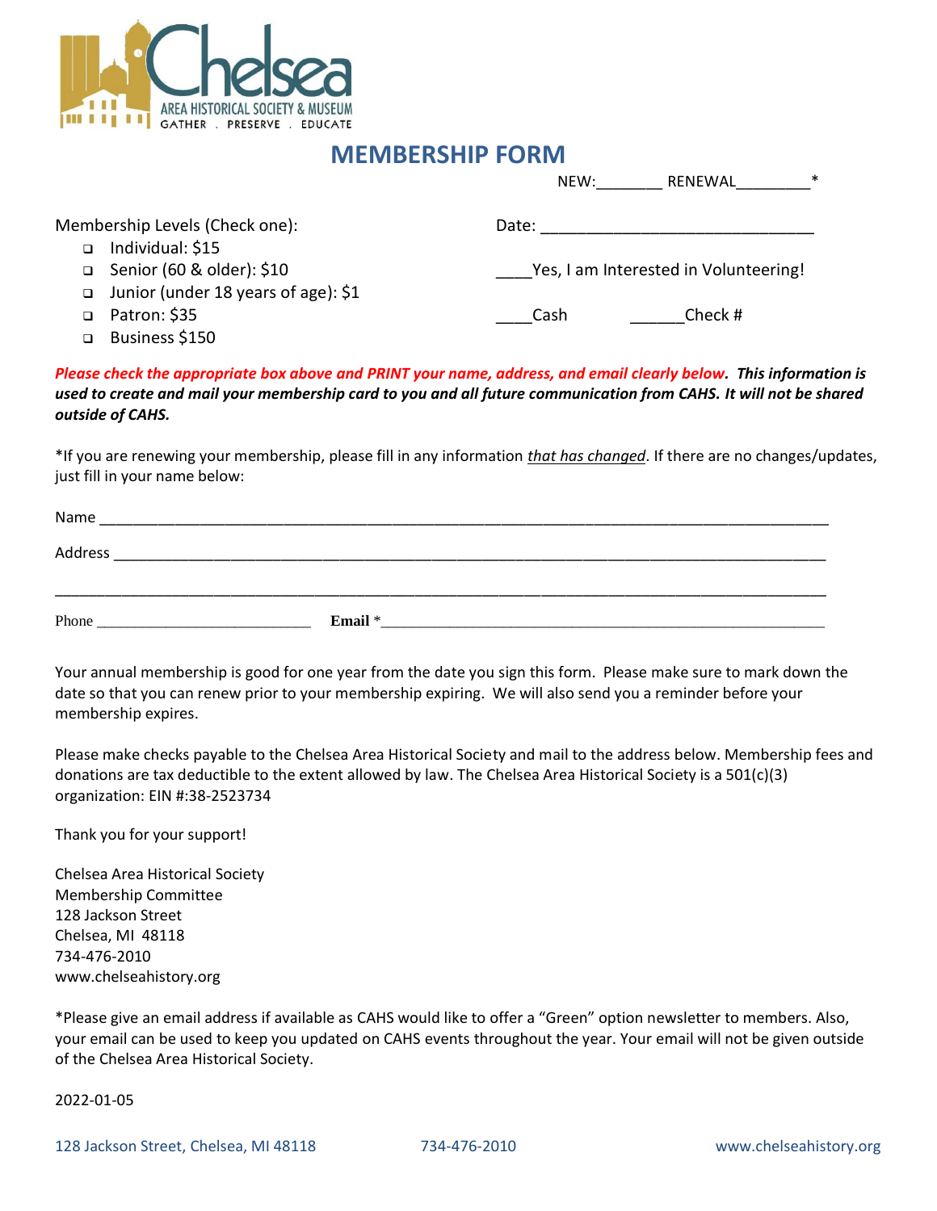Chelsea AREA HISTORICAL SOCIETY & MUSEUM
GATHER . PRESERVE . EDUCATE

# MEMBERSHIP FORM

NEW:_______ RENEWAL________*

Membership Levels (Check one):

- ❑ Individual: $15
- ❑ Senior (60 & older): $10
- ❑ Junior (under 18 years of age): $1
- ❑ Patron: $35
- ❑ Business $150

Date: ______________________________

____Yes, I am Interested in Volunteering!

____Cash ______Check #

*Please check the appropriate box above and PRINT your name, address, and email clearly below.* ***This information is used to create and mail your membership card to you and all future communication from CAHS. It will not be shared outside of CAHS.***

*If you are renewing your membership, please fill in any information *that has changed*. If there are no changes/updates, just fill in your name below:

Name ______________________________________________________________________________

Address ____________________________________________________________________________

___________________________________________________________________________________

Phone __________________________ **Email** *_______________________________________________

Your annual membership is good for one year from the date you sign this form. Please make sure to mark down the date so that you can renew prior to your membership expiring. We will also send you a reminder before your membership expires.

Please make checks payable to the Chelsea Area Historical Society and mail to the address below. Membership fees and donations are tax deductible to the extent allowed by law. The Chelsea Area Historical Society is a 501(c)(3) organization: EIN #:38-2523734

Thank you for your support!

Chelsea Area Historical Society
Membership Committee
128 Jackson Street
Chelsea, MI 48118
734-476-2010
www.chelseahistory.org

*Please give an email address if available as CAHS would like to offer a "Green" option newsletter to members. Also, your email can be used to keep you updated on CAHS events throughout the year. Your email will not be given outside of the Chelsea Area Historical Society.

2022-01-05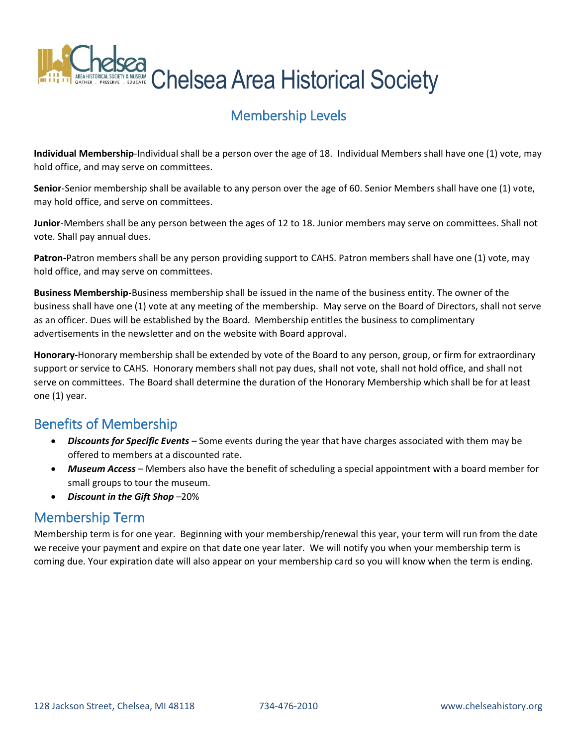# Chelsea Area Historical Society

## Membership Levels

**Individual Membership**-Individual shall be a person over the age of 18. Individual Members shall have one (1) vote, may hold office, and may serve on committees.

**Senior**-Senior membership shall be available to any person over the age of 60. Senior Members shall have one (1) vote, may hold office, and serve on committees.

**Junior**-Members shall be any person between the ages of 12 to 18. Junior members may serve on committees. Shall not vote. Shall pay annual dues.

**Patron-**Patron members shall be any person providing support to CAHS. Patron members shall have one (1) vote, may hold office, and may serve on committees.

**Business Membership-**Business membership shall be issued in the name of the business entity. The owner of the business shall have one (1) vote at any meeting of the membership. May serve on the Board of Directors, shall not serve as an officer. Dues will be established by the Board. Membership entitles the business to complimentary advertisements in the newsletter and on the website with Board approval.

**Honorary-**Honorary membership shall be extended by vote of the Board to any person, group, or firm for extraordinary support or service to CAHS. Honorary members shall not pay dues, shall not vote, shall not hold office, and shall not serve on committees. The Board shall determine the duration of the Honorary Membership which shall be for at least one (1) year.

## Benefits of Membership

- ***Discounts for Specific Events*** – Some events during the year that have charges associated with them may be offered to members at a discounted rate.
- ***Museum Access*** – Members also have the benefit of scheduling a special appointment with a board member for small groups to tour the museum.
- ***Discount in the Gift Shop*** –20%

## Membership Term

Membership term is for one year. Beginning with your membership/renewal this year, your term will run from the date we receive your payment and expire on that date one year later. We will notify you when your membership term is coming due. Your expiration date will also appear on your membership card so you will know when the term is ending.

128 Jackson Street, Chelsea, MI 48118 734-476-2010 www.chelseahistory.org